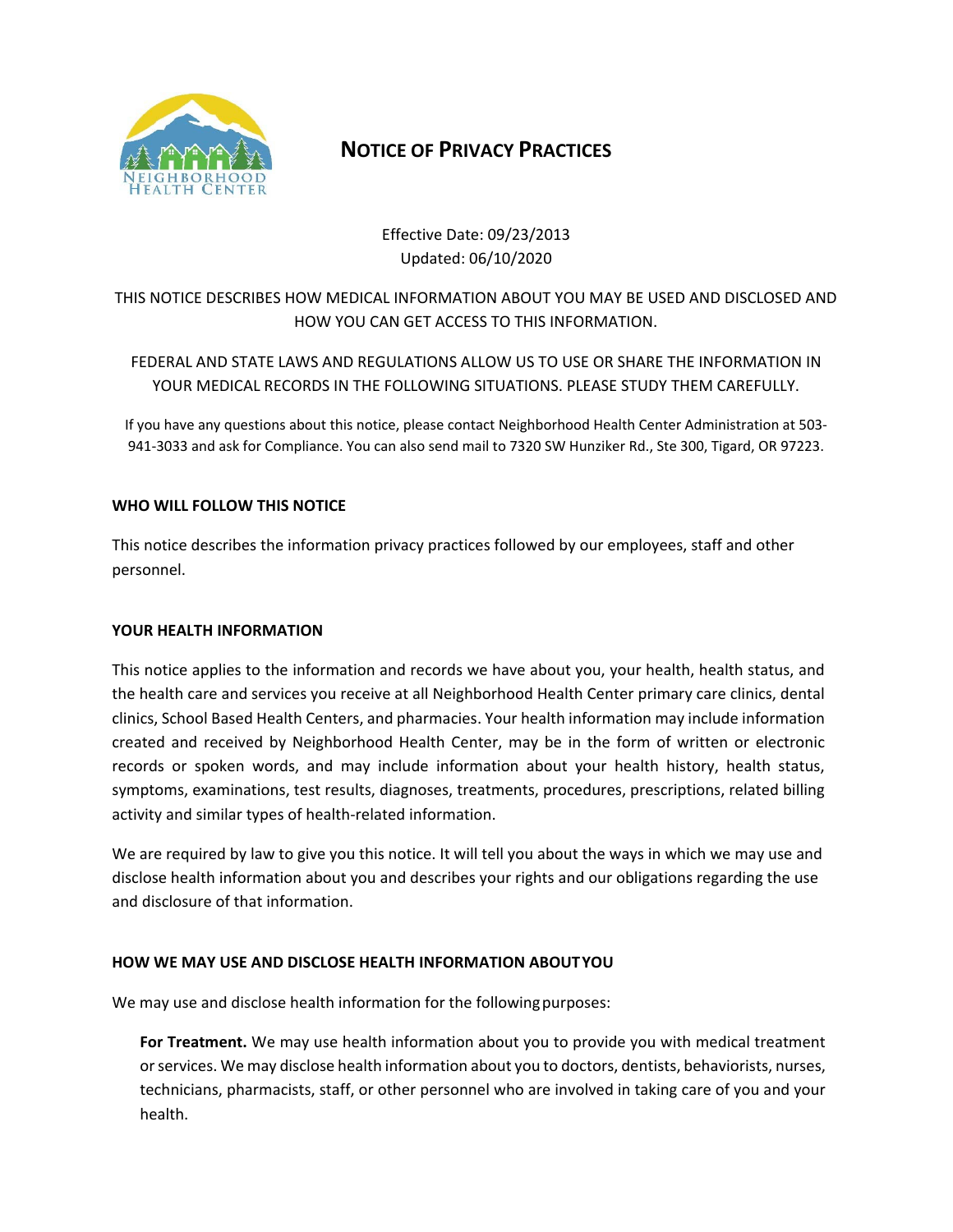Neighborhood Health Center

# Notice of Privacy Practices

Effective Date: 09/23/2013
Updated: 06/10/2020

THIS NOTICE DESCRIBES HOW MEDICAL INFORMATION ABOUT YOU MAY BE USED AND DISCLOSED AND HOW YOU CAN GET ACCESS TO THIS INFORMATION.

FEDERAL AND STATE LAWS AND REGULATIONS ALLOW US TO USE OR SHARE THE INFORMATION IN YOUR MEDICAL RECORDS IN THE FOLLOWING SITUATIONS. PLEASE STUDY THEM CAREFULLY.

If you have any questions about this notice, please contact Neighborhood Health Center Administration at 503-941-3033 and ask for Compliance. You can also send mail to 7320 SW Hunziker Rd., Ste 300, Tigard, OR 97223.

## WHO WILL FOLLOW THIS NOTICE

This notice describes the information privacy practices followed by our employees, staff and other personnel.

## YOUR HEALTH INFORMATION

This notice applies to the information and records we have about you, your health, health status, and the health care and services you receive at all Neighborhood Health Center primary care clinics, dental clinics, School Based Health Centers, and pharmacies. Your health information may include information created and received by Neighborhood Health Center, may be in the form of written or electronic records or spoken words, and may include information about your health history, health status, symptoms, examinations, test results, diagnoses, treatments, procedures, prescriptions, related billing activity and similar types of health-related information.

We are required by law to give you this notice. It will tell you about the ways in which we may use and disclose health information about you and describes your rights and our obligations regarding the use and disclosure of that information.

## HOW WE MAY USE AND DISCLOSE HEALTH INFORMATION ABOUT YOU

We may use and disclose health information for the following purposes:

**For Treatment.** We may use health information about you to provide you with medical treatment or services. We may disclose health information about you to doctors, dentists, behaviorists, nurses, technicians, pharmacists, staff, or other personnel who are involved in taking care of you and your health.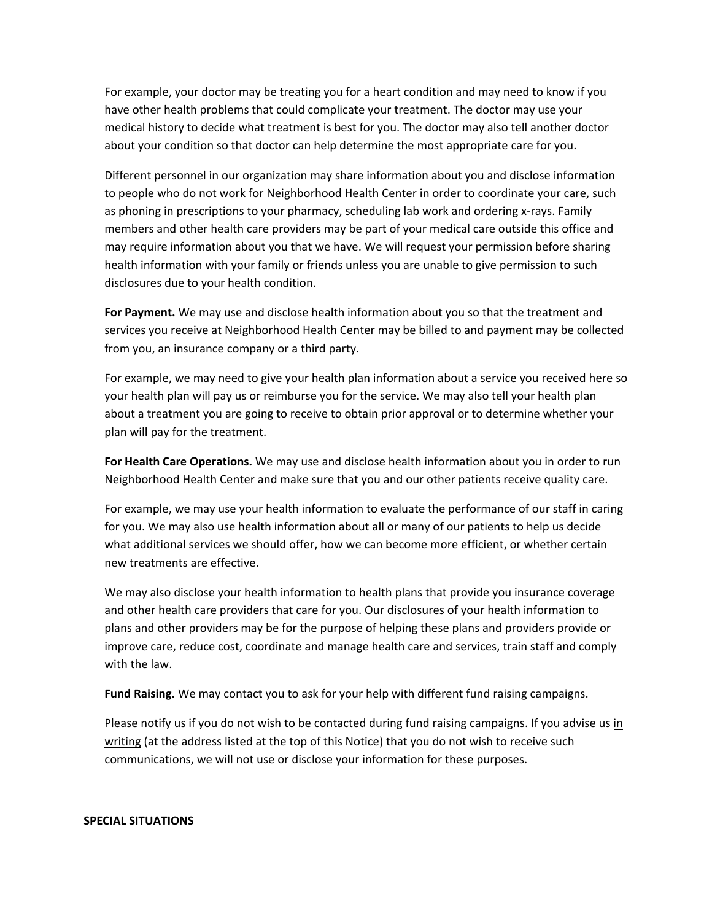For example, your doctor may be treating you for a heart condition and may need to know if you have other health problems that could complicate your treatment. The doctor may use your medical history to decide what treatment is best for you. The doctor may also tell another doctor about your condition so that doctor can help determine the most appropriate care for you.

Different personnel in our organization may share information about you and disclose information to people who do not work for Neighborhood Health Center in order to coordinate your care, such as phoning in prescriptions to your pharmacy, scheduling lab work and ordering x-rays. Family members and other health care providers may be part of your medical care outside this office and may require information about you that we have. We will request your permission before sharing health information with your family or friends unless you are unable to give permission to such disclosures due to your health condition.

**For Payment.** We may use and disclose health information about you so that the treatment and services you receive at Neighborhood Health Center may be billed to and payment may be collected from you, an insurance company or a third party.

For example, we may need to give your health plan information about a service you received here so your health plan will pay us or reimburse you for the service. We may also tell your health plan about a treatment you are going to receive to obtain prior approval or to determine whether your plan will pay for the treatment.

**For Health Care Operations.** We may use and disclose health information about you in order to run Neighborhood Health Center and make sure that you and our other patients receive quality care.

For example, we may use your health information to evaluate the performance of our staff in caring for you. We may also use health information about all or many of our patients to help us decide what additional services we should offer, how we can become more efficient, or whether certain new treatments are effective.

We may also disclose your health information to health plans that provide you insurance coverage and other health care providers that care for you. Our disclosures of your health information to plans and other providers may be for the purpose of helping these plans and providers provide or improve care, reduce cost, coordinate and manage health care and services, train staff and comply with the law.

**Fund Raising.** We may contact you to ask for your help with different fund raising campaigns.

Please notify us if you do not wish to be contacted during fund raising campaigns. If you advise us <u>in writing</u> (at the address listed at the top of this Notice) that you do not wish to receive such communications, we will not use or disclose your information for these purposes.

**SPECIAL SITUATIONS**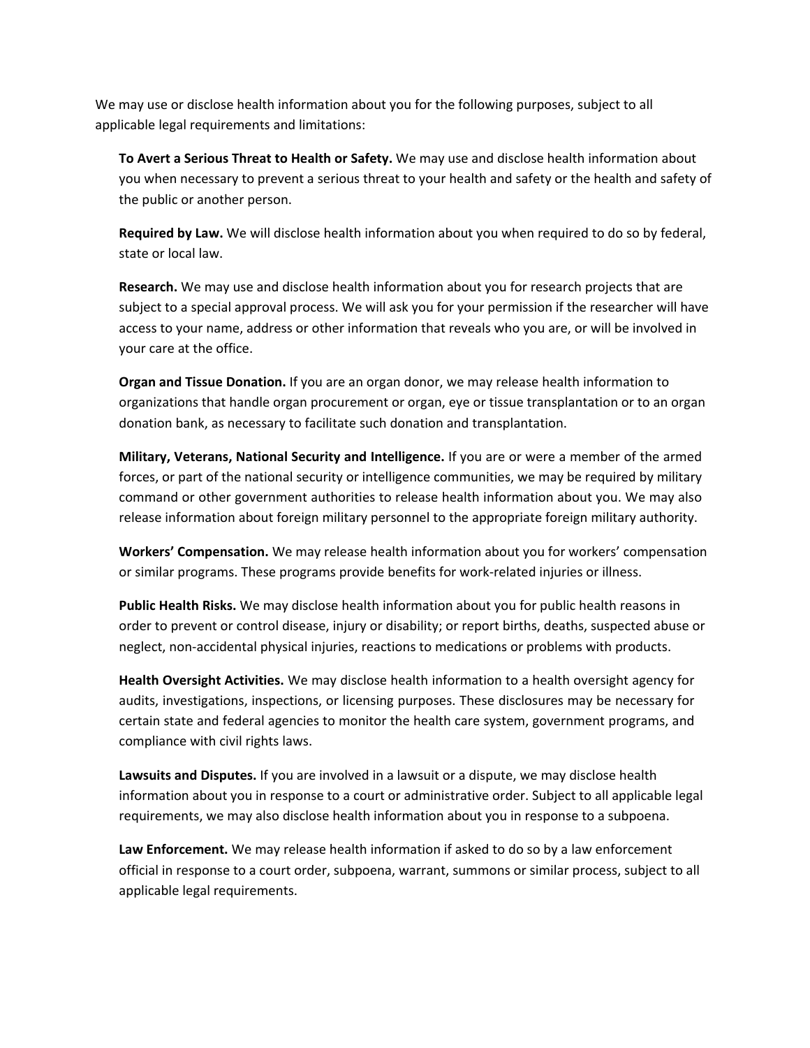We may use or disclose health information about you for the following purposes, subject to all applicable legal requirements and limitations:

**To Avert a Serious Threat to Health or Safety.** We may use and disclose health information about you when necessary to prevent a serious threat to your health and safety or the health and safety of the public or another person.

**Required by Law.** We will disclose health information about you when required to do so by federal, state or local law.

**Research.** We may use and disclose health information about you for research projects that are subject to a special approval process. We will ask you for your permission if the researcher will have access to your name, address or other information that reveals who you are, or will be involved in your care at the office.

**Organ and Tissue Donation.** If you are an organ donor, we may release health information to organizations that handle organ procurement or organ, eye or tissue transplantation or to an organ donation bank, as necessary to facilitate such donation and transplantation.

**Military, Veterans, National Security and Intelligence.** If you are or were a member of the armed forces, or part of the national security or intelligence communities, we may be required by military command or other government authorities to release health information about you. We may also release information about foreign military personnel to the appropriate foreign military authority.

**Workers' Compensation.** We may release health information about you for workers' compensation or similar programs. These programs provide benefits for work-related injuries or illness.

**Public Health Risks.** We may disclose health information about you for public health reasons in order to prevent or control disease, injury or disability; or report births, deaths, suspected abuse or neglect, non-accidental physical injuries, reactions to medications or problems with products.

**Health Oversight Activities.** We may disclose health information to a health oversight agency for audits, investigations, inspections, or licensing purposes. These disclosures may be necessary for certain state and federal agencies to monitor the health care system, government programs, and compliance with civil rights laws.

**Lawsuits and Disputes.** If you are involved in a lawsuit or a dispute, we may disclose health information about you in response to a court or administrative order. Subject to all applicable legal requirements, we may also disclose health information about you in response to a subpoena.

**Law Enforcement.** We may release health information if asked to do so by a law enforcement official in response to a court order, subpoena, warrant, summons or similar process, subject to all applicable legal requirements.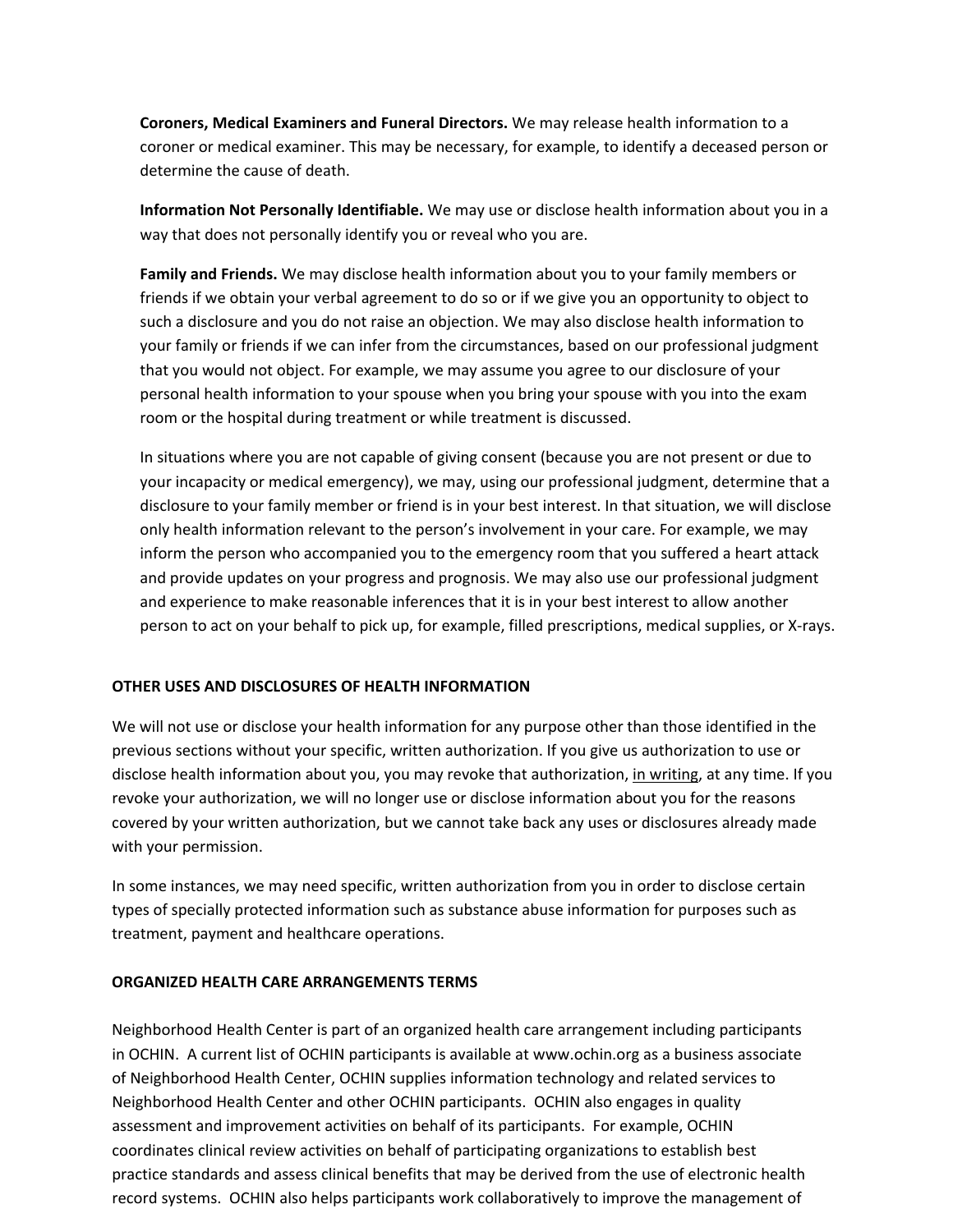**Coroners, Medical Examiners and Funeral Directors.** We may release health information to a coroner or medical examiner. This may be necessary, for example, to identify a deceased person or determine the cause of death.

**Information Not Personally Identifiable.** We may use or disclose health information about you in a way that does not personally identify you or reveal who you are.

**Family and Friends.** We may disclose health information about you to your family members or friends if we obtain your verbal agreement to do so or if we give you an opportunity to object to such a disclosure and you do not raise an objection. We may also disclose health information to your family or friends if we can infer from the circumstances, based on our professional judgment that you would not object. For example, we may assume you agree to our disclosure of your personal health information to your spouse when you bring your spouse with you into the exam room or the hospital during treatment or while treatment is discussed.

In situations where you are not capable of giving consent (because you are not present or due to your incapacity or medical emergency), we may, using our professional judgment, determine that a disclosure to your family member or friend is in your best interest. In that situation, we will disclose only health information relevant to the person's involvement in your care. For example, we may inform the person who accompanied you to the emergency room that you suffered a heart attack and provide updates on your progress and prognosis. We may also use our professional judgment and experience to make reasonable inferences that it is in your best interest to allow another person to act on your behalf to pick up, for example, filled prescriptions, medical supplies, or X-rays.

## OTHER USES AND DISCLOSURES OF HEALTH INFORMATION

We will not use or disclose your health information for any purpose other than those identified in the previous sections without your specific, written authorization. If you give us authorization to use or disclose health information about you, you may revoke that authorization, <u>in writing</u>, at any time. If you revoke your authorization, we will no longer use or disclose information about you for the reasons covered by your written authorization, but we cannot take back any uses or disclosures already made with your permission.

In some instances, we may need specific, written authorization from you in order to disclose certain types of specially protected information such as substance abuse information for purposes such as treatment, payment and healthcare operations.

## ORGANIZED HEALTH CARE ARRANGEMENTS TERMS

Neighborhood Health Center is part of an organized health care arrangement including participants in OCHIN. A current list of OCHIN participants is available at www.ochin.org as a business associate of Neighborhood Health Center, OCHIN supplies information technology and related services to Neighborhood Health Center and other OCHIN participants. OCHIN also engages in quality assessment and improvement activities on behalf of its participants. For example, OCHIN coordinates clinical review activities on behalf of participating organizations to establish best practice standards and assess clinical benefits that may be derived from the use of electronic health record systems. OCHIN also helps participants work collaboratively to improve the management of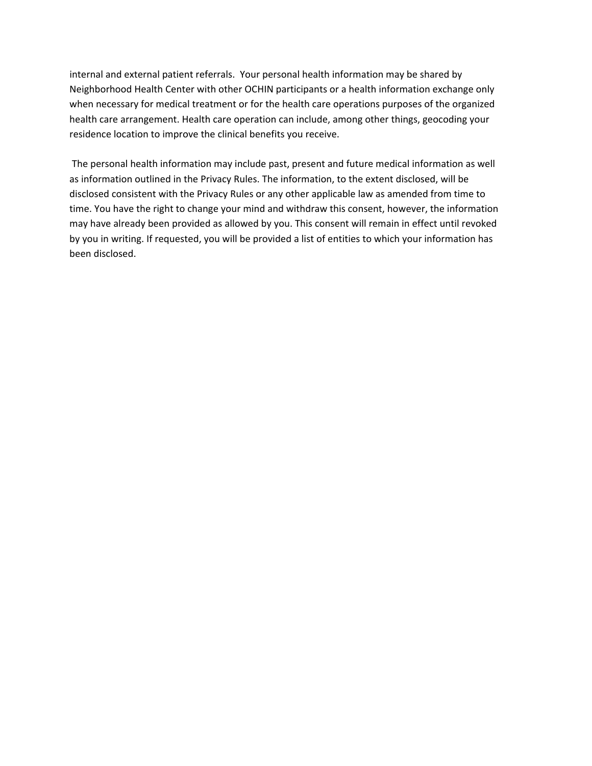internal and external patient referrals.  Your personal health information may be shared by Neighborhood Health Center with other OCHIN participants or a health information exchange only when necessary for medical treatment or for the health care operations purposes of the organized health care arrangement. Health care operation can include, among other things, geocoding your residence location to improve the clinical benefits you receive.

The personal health information may include past, present and future medical information as well as information outlined in the Privacy Rules. The information, to the extent disclosed, will be disclosed consistent with the Privacy Rules or any other applicable law as amended from time to time. You have the right to change your mind and withdraw this consent, however, the information may have already been provided as allowed by you. This consent will remain in effect until revoked by you in writing. If requested, you will be provided a list of entities to which your information has been disclosed.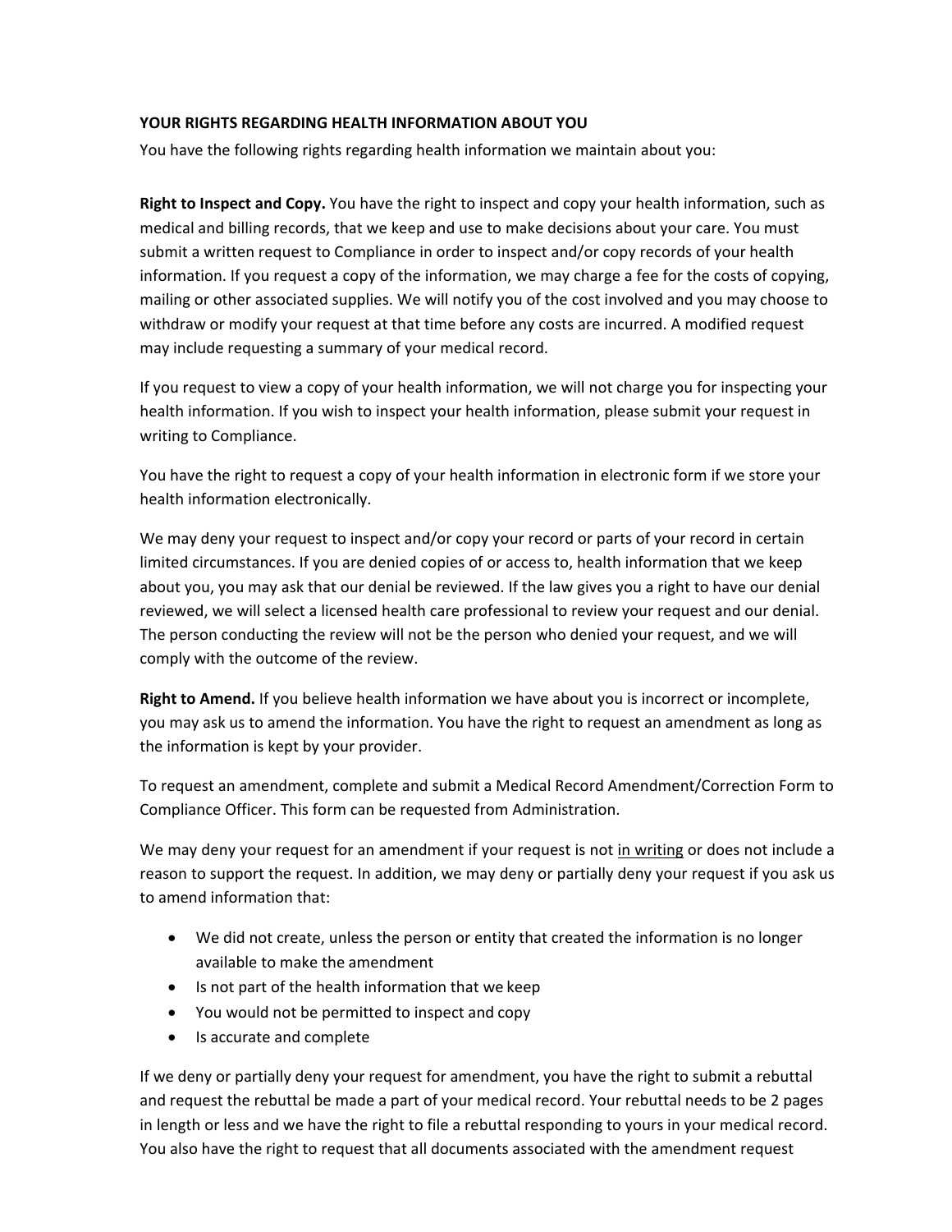**YOUR RIGHTS REGARDING HEALTH INFORMATION ABOUT YOU**

You have the following rights regarding health information we maintain about you:

**Right to Inspect and Copy.** You have the right to inspect and copy your health information, such as medical and billing records, that we keep and use to make decisions about your care. You must submit a written request to Compliance in order to inspect and/or copy records of your health information. If you request a copy of the information, we may charge a fee for the costs of copying, mailing or other associated supplies. We will notify you of the cost involved and you may choose to withdraw or modify your request at that time before any costs are incurred. A modified request may include requesting a summary of your medical record.

If you request to view a copy of your health information, we will not charge you for inspecting your health information. If you wish to inspect your health information, please submit your request in writing to Compliance.

You have the right to request a copy of your health information in electronic form if we store your health information electronically.

We may deny your request to inspect and/or copy your record or parts of your record in certain limited circumstances. If you are denied copies of or access to, health information that we keep about you, you may ask that our denial be reviewed. If the law gives you a right to have our denial reviewed, we will select a licensed health care professional to review your request and our denial. The person conducting the review will not be the person who denied your request, and we will comply with the outcome of the review.

**Right to Amend.** If you believe health information we have about you is incorrect or incomplete, you may ask us to amend the information. You have the right to request an amendment as long as the information is kept by your provider.

To request an amendment, complete and submit a Medical Record Amendment/Correction Form to Compliance Officer. This form can be requested from Administration.

We may deny your request for an amendment if your request is not <u>in writing</u> or does not include a reason to support the request. In addition, we may deny or partially deny your request if you ask us to amend information that:

- We did not create, unless the person or entity that created the information is no longer available to make the amendment
- Is not part of the health information that we keep
- You would not be permitted to inspect and copy
- Is accurate and complete

If we deny or partially deny your request for amendment, you have the right to submit a rebuttal and request the rebuttal be made a part of your medical record. Your rebuttal needs to be 2 pages in length or less and we have the right to file a rebuttal responding to yours in your medical record. You also have the right to request that all documents associated with the amendment request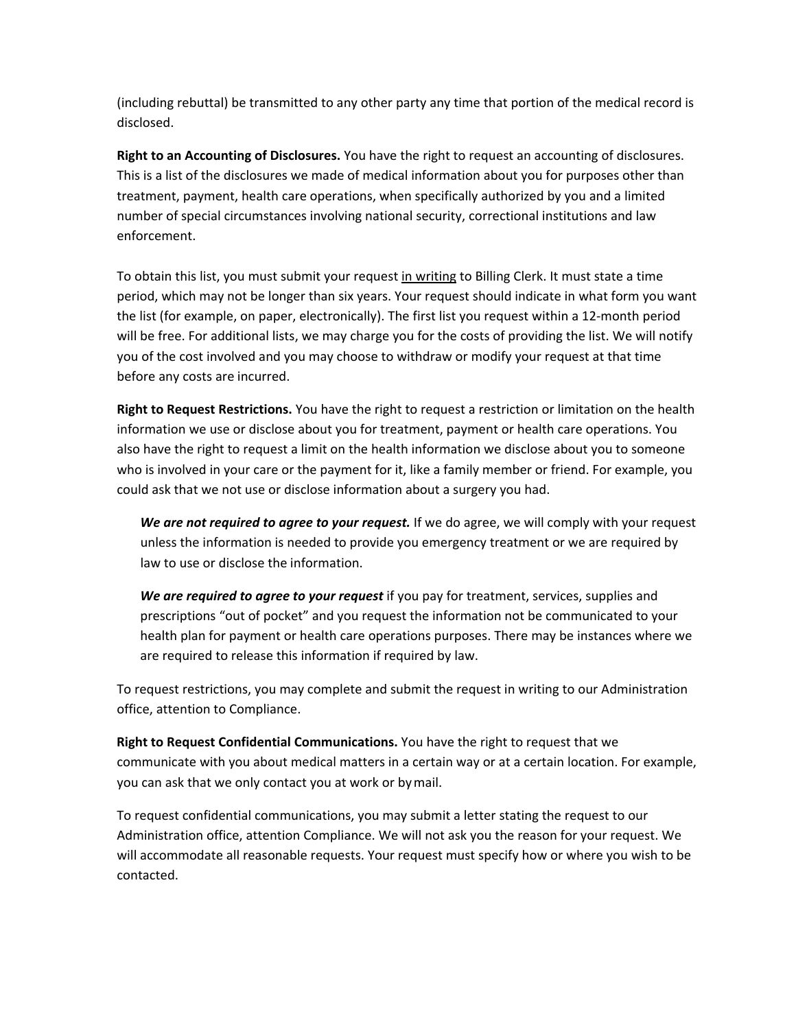(including rebuttal) be transmitted to any other party any time that portion of the medical record is disclosed.

**Right to an Accounting of Disclosures.** You have the right to request an accounting of disclosures. This is a list of the disclosures we made of medical information about you for purposes other than treatment, payment, health care operations, when specifically authorized by you and a limited number of special circumstances involving national security, correctional institutions and law enforcement.

To obtain this list, you must submit your request <u>in writing</u> to Billing Clerk. It must state a time period, which may not be longer than six years. Your request should indicate in what form you want the list (for example, on paper, electronically). The first list you request within a 12-month period will be free. For additional lists, we may charge you for the costs of providing the list. We will notify you of the cost involved and you may choose to withdraw or modify your request at that time before any costs are incurred.

**Right to Request Restrictions.** You have the right to request a restriction or limitation on the health information we use or disclose about you for treatment, payment or health care operations. You also have the right to request a limit on the health information we disclose about you to someone who is involved in your care or the payment for it, like a family member or friend. For example, you could ask that we not use or disclose information about a surgery you had.

> ***We are not required to agree to your request.*** If we do agree, we will comply with your request unless the information is needed to provide you emergency treatment or we are required by law to use or disclose the information.
>
> ***We are required to agree to your request*** if you pay for treatment, services, supplies and prescriptions "out of pocket" and you request the information not be communicated to your health plan for payment or health care operations purposes. There may be instances where we are required to release this information if required by law.

To request restrictions, you may complete and submit the request in writing to our Administration office, attention to Compliance.

**Right to Request Confidential Communications.** You have the right to request that we communicate with you about medical matters in a certain way or at a certain location. For example, you can ask that we only contact you at work or by mail.

To request confidential communications, you may submit a letter stating the request to our Administration office, attention Compliance. We will not ask you the reason for your request. We will accommodate all reasonable requests. Your request must specify how or where you wish to be contacted.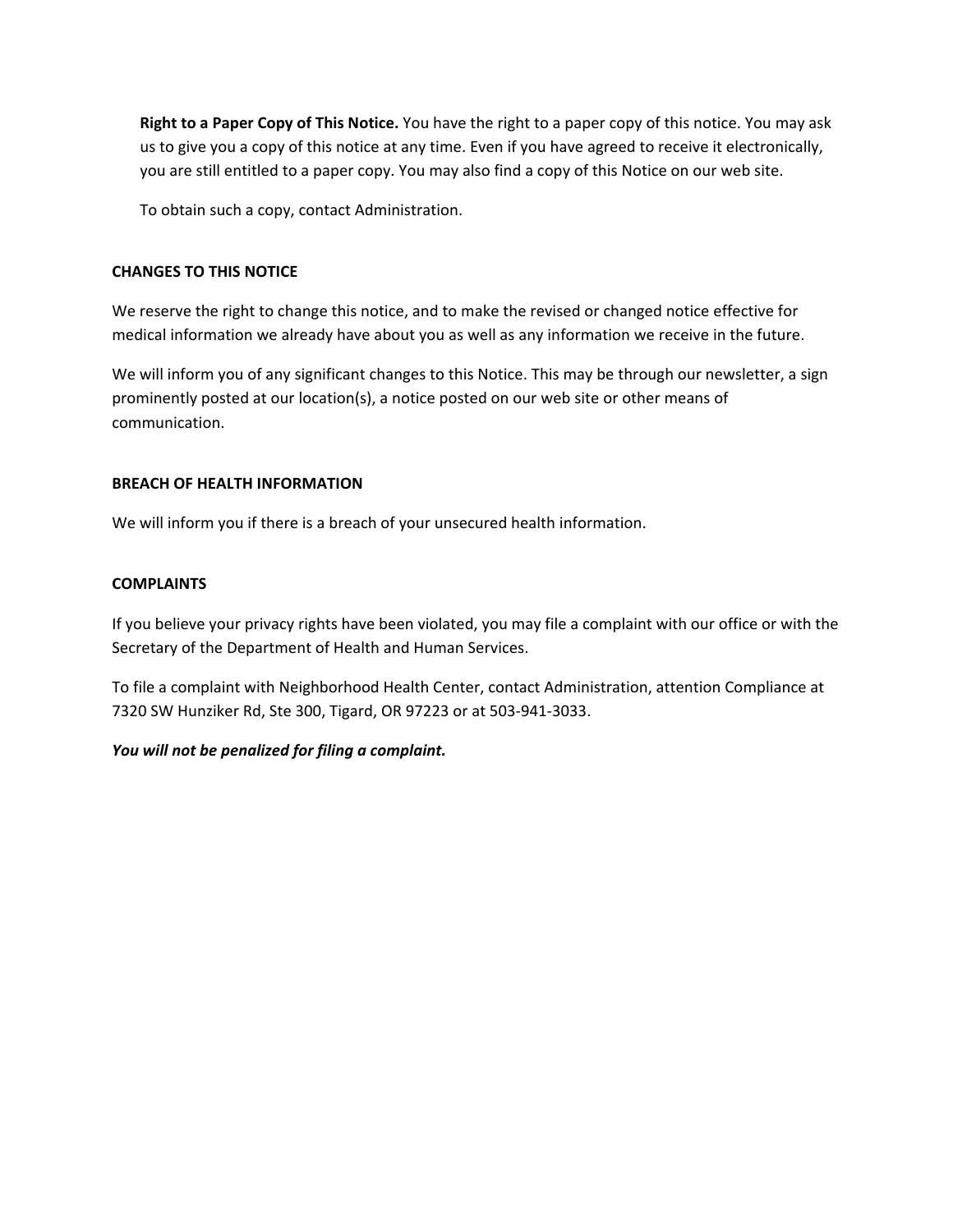**Right to a Paper Copy of This Notice.** You have the right to a paper copy of this notice. You may ask us to give you a copy of this notice at any time. Even if you have agreed to receive it electronically, you are still entitled to a paper copy. You may also find a copy of this Notice on our web site.

To obtain such a copy, contact Administration.

## CHANGES TO THIS NOTICE

We reserve the right to change this notice, and to make the revised or changed notice effective for medical information we already have about you as well as any information we receive in the future.

We will inform you of any significant changes to this Notice. This may be through our newsletter, a sign prominently posted at our location(s), a notice posted on our web site or other means of communication.

## BREACH OF HEALTH INFORMATION

We will inform you if there is a breach of your unsecured health information.

## COMPLAINTS

If you believe your privacy rights have been violated, you may file a complaint with our office or with the Secretary of the Department of Health and Human Services.

To file a complaint with Neighborhood Health Center, contact Administration, attention Compliance at 7320 SW Hunziker Rd, Ste 300, Tigard, OR 97223 or at 503-941-3033.

***You will not be penalized for filing a complaint.***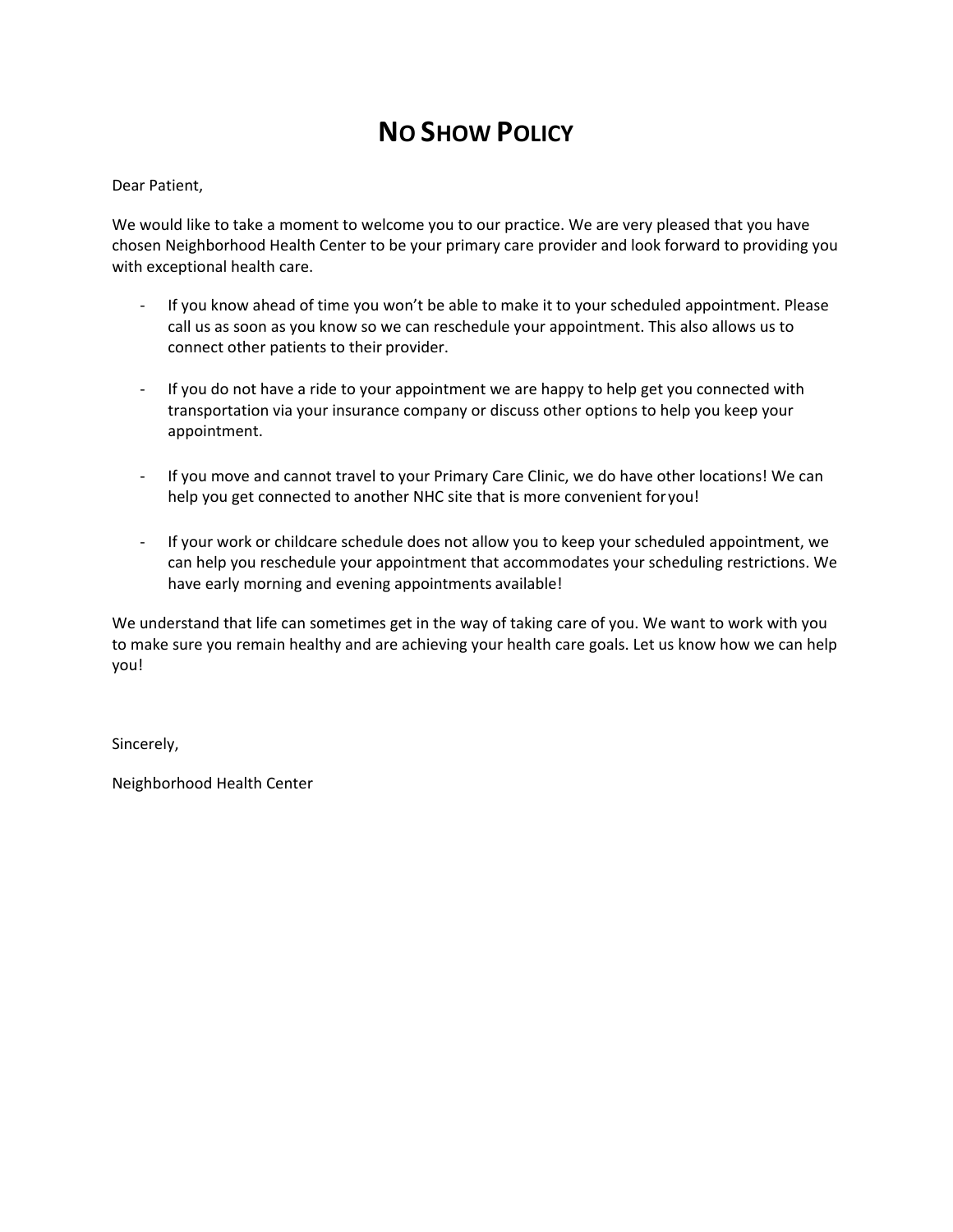# NO SHOW POLICY

Dear Patient,

We would like to take a moment to welcome you to our practice. We are very pleased that you have chosen Neighborhood Health Center to be your primary care provider and look forward to providing you with exceptional health care.

- If you know ahead of time you won't be able to make it to your scheduled appointment. Please call us as soon as you know so we can reschedule your appointment. This also allows us to connect other patients to their provider.

- If you do not have a ride to your appointment we are happy to help get you connected with transportation via your insurance company or discuss other options to help you keep your appointment.

- If you move and cannot travel to your Primary Care Clinic, we do have other locations! We can help you get connected to another NHC site that is more convenient for you!

- If your work or childcare schedule does not allow you to keep your scheduled appointment, we can help you reschedule your appointment that accommodates your scheduling restrictions. We have early morning and evening appointments available!

We understand that life can sometimes get in the way of taking care of you. We want to work with you to make sure you remain healthy and are achieving your health care goals. Let us know how we can help you!

Sincerely,

Neighborhood Health Center